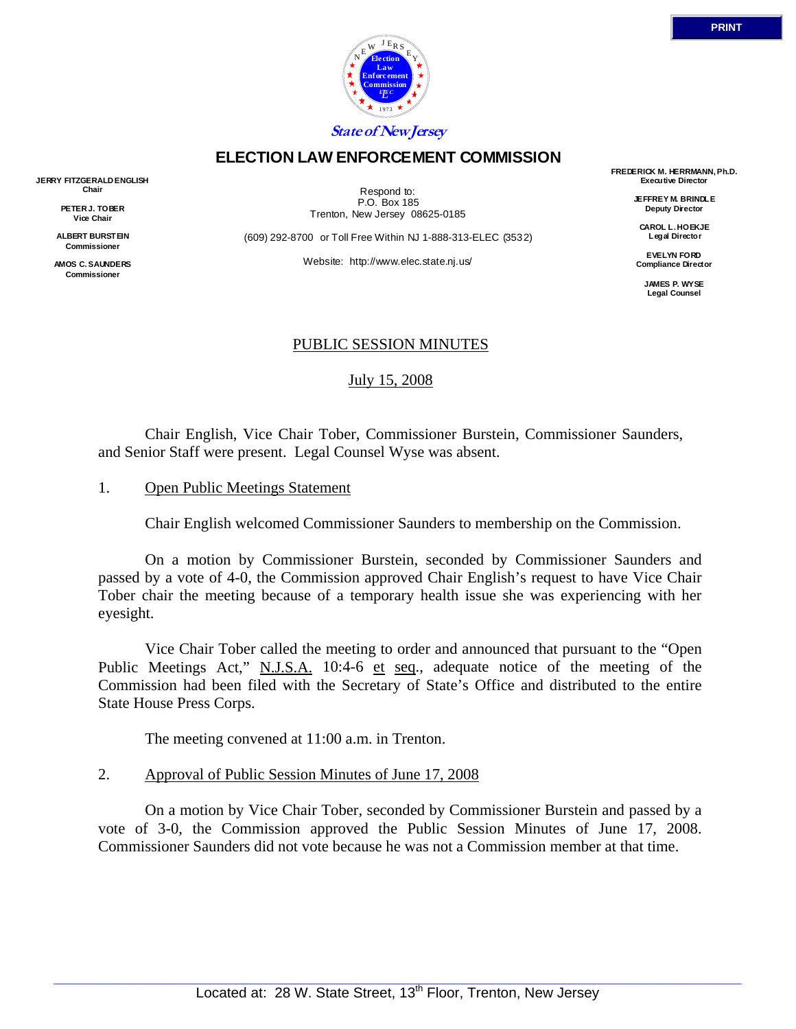PRINT

State of New Jersey

# ELECTION LAW ENFORCEMENT COMMISSION

**JERRY FITZGERALD ENGLISH**
**Chair**

**PETER J. TOBER**
**Vice Chair**

**ALBERT BURSTEIN**
**Commissioner**

**AMOS C. SAUNDERS**
**Commissioner**

Respond to:
P.O. Box 185
Trenton, New Jersey 08625-0185

(609) 292-8700 or Toll Free Within NJ 1-888-313-ELEC (3532)

Website: http://www.elec.state.nj.us/

**FREDERICK M. HERRMANN, Ph.D.**
**Executive Director**

**JEFFREY M. BRINDLE**
**Deputy Director**

**CAROL L. HOEKJE**
**Legal Director**

**EVELYN FORD**
**Compliance Director**

**JAMES P. WYSE**
**Legal Counsel**

## PUBLIC SESSION MINUTES

July 15, 2008

Chair English, Vice Chair Tober, Commissioner Burstein, Commissioner Saunders, and Senior Staff were present. Legal Counsel Wyse was absent.

1. Open Public Meetings Statement

Chair English welcomed Commissioner Saunders to membership on the Commission.

On a motion by Commissioner Burstein, seconded by Commissioner Saunders and passed by a vote of 4-0, the Commission approved Chair English's request to have Vice Chair Tober chair the meeting because of a temporary health issue she was experiencing with her eyesight.

Vice Chair Tober called the meeting to order and announced that pursuant to the "Open Public Meetings Act," N.J.S.A. 10:4-6 et seq., adequate notice of the meeting of the Commission had been filed with the Secretary of State's Office and distributed to the entire State House Press Corps.

The meeting convened at 11:00 a.m. in Trenton.

2. Approval of Public Session Minutes of June 17, 2008

On a motion by Vice Chair Tober, seconded by Commissioner Burstein and passed by a vote of 3-0, the Commission approved the Public Session Minutes of June 17, 2008. Commissioner Saunders did not vote because he was not a Commission member at that time.

Located at: 28 W. State Street, 13th Floor, Trenton, New Jersey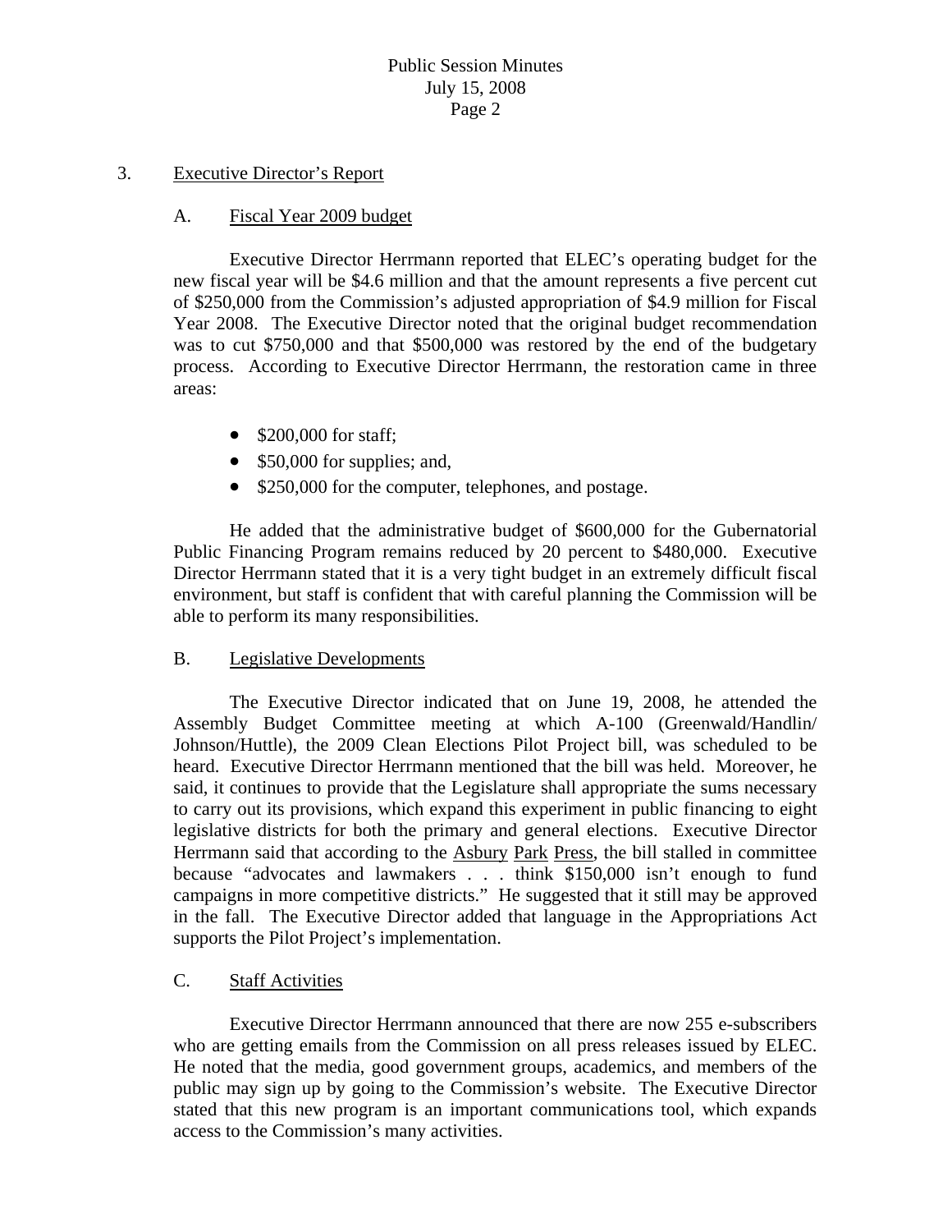3. Executive Director's Report

A. Fiscal Year 2009 budget

Executive Director Herrmann reported that ELEC's operating budget for the new fiscal year will be $4.6 million and that the amount represents a five percent cut of $250,000 from the Commission's adjusted appropriation of $4.9 million for Fiscal Year 2008. The Executive Director noted that the original budget recommendation was to cut $750,000 and that $500,000 was restored by the end of the budgetary process. According to Executive Director Herrmann, the restoration came in three areas:

- $200,000 for staff;
- $50,000 for supplies; and,
- $250,000 for the computer, telephones, and postage.

He added that the administrative budget of $600,000 for the Gubernatorial Public Financing Program remains reduced by 20 percent to $480,000. Executive Director Herrmann stated that it is a very tight budget in an extremely difficult fiscal environment, but staff is confident that with careful planning the Commission will be able to perform its many responsibilities.

B. Legislative Developments

The Executive Director indicated that on June 19, 2008, he attended the Assembly Budget Committee meeting at which A-100 (Greenwald/Handlin/Johnson/Huttle), the 2009 Clean Elections Pilot Project bill, was scheduled to be heard. Executive Director Herrmann mentioned that the bill was held. Moreover, he said, it continues to provide that the Legislature shall appropriate the sums necessary to carry out its provisions, which expand this experiment in public financing to eight legislative districts for both the primary and general elections. Executive Director Herrmann said that according to the Asbury Park Press, the bill stalled in committee because "advocates and lawmakers . . . . think $150,000 isn't enough to fund campaigns in more competitive districts." He suggested that it still may be approved in the fall. The Executive Director added that language in the Appropriations Act supports the Pilot Project's implementation.

C. Staff Activities

Executive Director Herrmann announced that there are now 255 e-subscribers who are getting emails from the Commission on all press releases issued by ELEC. He noted that the media, good government groups, academics, and members of the public may sign up by going to the Commission's website. The Executive Director stated that this new program is an important communications tool, which expands access to the Commission's many activities.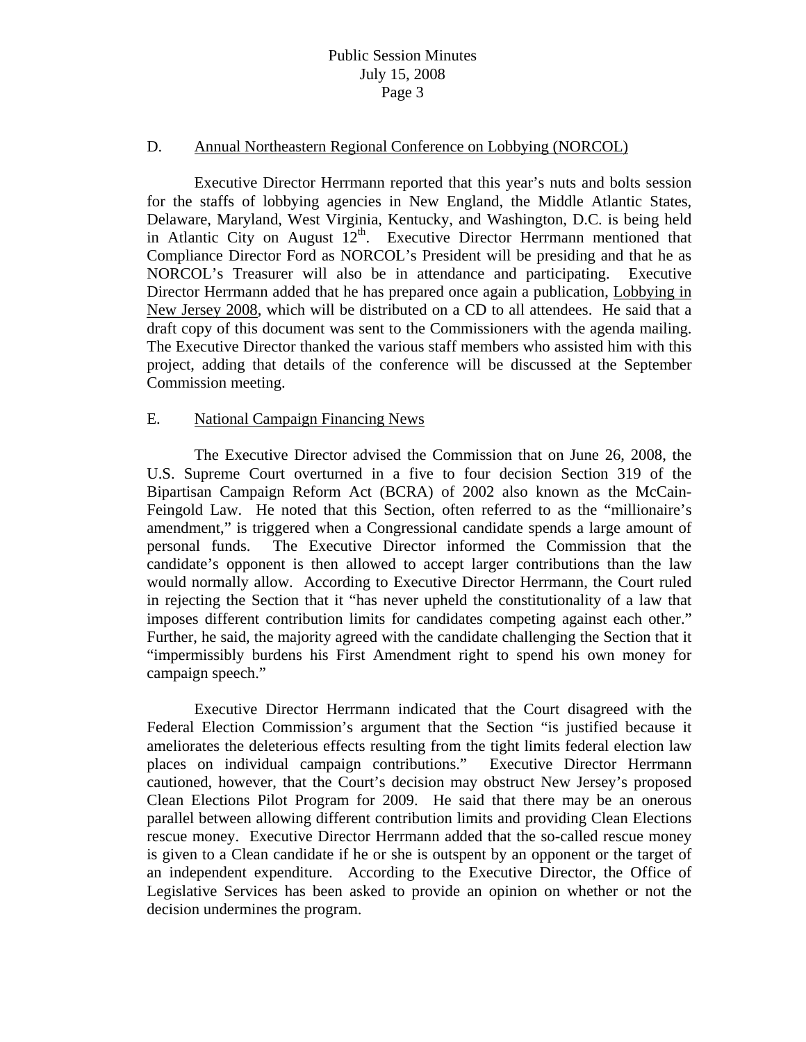D. Annual Northeastern Regional Conference on Lobbying (NORCOL)

Executive Director Herrmann reported that this year's nuts and bolts session for the staffs of lobbying agencies in New England, the Middle Atlantic States, Delaware, Maryland, West Virginia, Kentucky, and Washington, D.C. is being held in Atlantic City on August 12th. Executive Director Herrmann mentioned that Compliance Director Ford as NORCOL's President will be presiding and that he as NORCOL's Treasurer will also be in attendance and participating. Executive Director Herrmann added that he has prepared once again a publication, Lobbying in New Jersey 2008, which will be distributed on a CD to all attendees. He said that a draft copy of this document was sent to the Commissioners with the agenda mailing. The Executive Director thanked the various staff members who assisted him with this project, adding that details of the conference will be discussed at the September Commission meeting.

E. National Campaign Financing News

The Executive Director advised the Commission that on June 26, 2008, the U.S. Supreme Court overturned in a five to four decision Section 319 of the Bipartisan Campaign Reform Act (BCRA) of 2002 also known as the McCain-Feingold Law. He noted that this Section, often referred to as the "millionaire's amendment," is triggered when a Congressional candidate spends a large amount of personal funds. The Executive Director informed the Commission that the candidate's opponent is then allowed to accept larger contributions than the law would normally allow. According to Executive Director Herrmann, the Court ruled in rejecting the Section that it "has never upheld the constitutionality of a law that imposes different contribution limits for candidates competing against each other." Further, he said, the majority agreed with the candidate challenging the Section that it "impermissibly burdens his First Amendment right to spend his own money for campaign speech."

Executive Director Herrmann indicated that the Court disagreed with the Federal Election Commission's argument that the Section "is justified because it ameliorates the deleterious effects resulting from the tight limits federal election law places on individual campaign contributions." Executive Director Herrmann cautioned, however, that the Court's decision may obstruct New Jersey's proposed Clean Elections Pilot Program for 2009. He said that there may be an onerous parallel between allowing different contribution limits and providing Clean Elections rescue money. Executive Director Herrmann added that the so-called rescue money is given to a Clean candidate if he or she is outspent by an opponent or the target of an independent expenditure. According to the Executive Director, the Office of Legislative Services has been asked to provide an opinion on whether or not the decision undermines the program.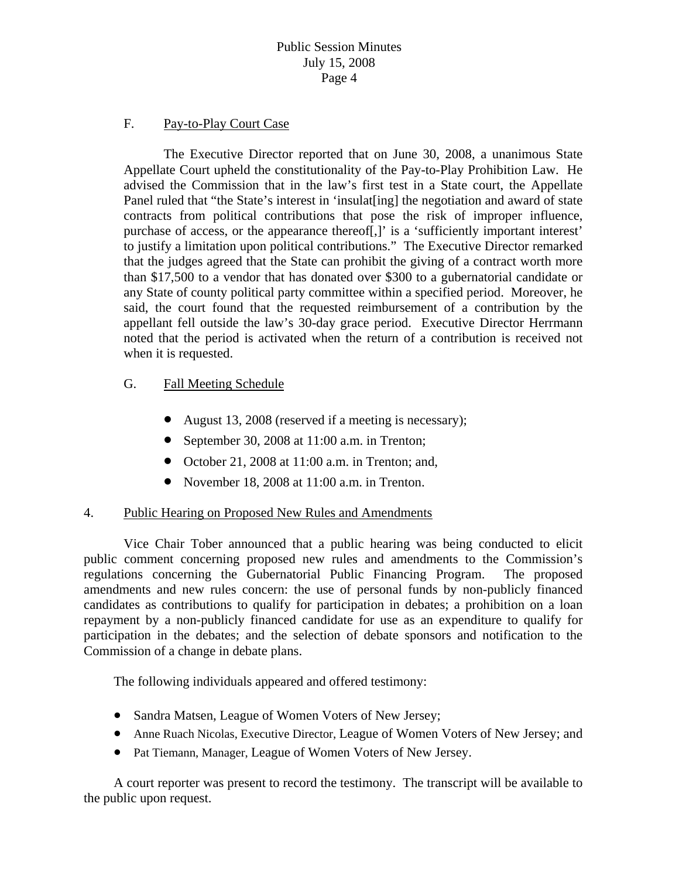F. Pay-to-Play Court Case

The Executive Director reported that on June 30, 2008, a unanimous State Appellate Court upheld the constitutionality of the Pay-to-Play Prohibition Law. He advised the Commission that in the law's first test in a State court, the Appellate Panel ruled that "the State's interest in 'insulat[ing] the negotiation and award of state contracts from political contributions that pose the risk of improper influence, purchase of access, or the appearance thereof[,]' is a 'sufficiently important interest' to justify a limitation upon political contributions." The Executive Director remarked that the judges agreed that the State can prohibit the giving of a contract worth more than $17,500 to a vendor that has donated over $300 to a gubernatorial candidate or any State of county political party committee within a specified period. Moreover, he said, the court found that the requested reimbursement of a contribution by the appellant fell outside the law's 30-day grace period. Executive Director Herrmann noted that the period is activated when the return of a contribution is received not when it is requested.

G. Fall Meeting Schedule

- August 13, 2008 (reserved if a meeting is necessary);
- September 30, 2008 at 11:00 a.m. in Trenton;
- October 21, 2008 at 11:00 a.m. in Trenton; and,
- November 18, 2008 at 11:00 a.m. in Trenton.

4. Public Hearing on Proposed New Rules and Amendments

Vice Chair Tober announced that a public hearing was being conducted to elicit public comment concerning proposed new rules and amendments to the Commission's regulations concerning the Gubernatorial Public Financing Program. The proposed amendments and new rules concern: the use of personal funds by non-publicly financed candidates as contributions to qualify for participation in debates; a prohibition on a loan repayment by a non-publicly financed candidate for use as an expenditure to qualify for participation in the debates; and the selection of debate sponsors and notification to the Commission of a change in debate plans.

The following individuals appeared and offered testimony:

- Sandra Matsen, League of Women Voters of New Jersey;
- Anne Ruach Nicolas, Executive Director, League of Women Voters of New Jersey; and
- Pat Tiemann, Manager, League of Women Voters of New Jersey.

A court reporter was present to record the testimony. The transcript will be available to the public upon request.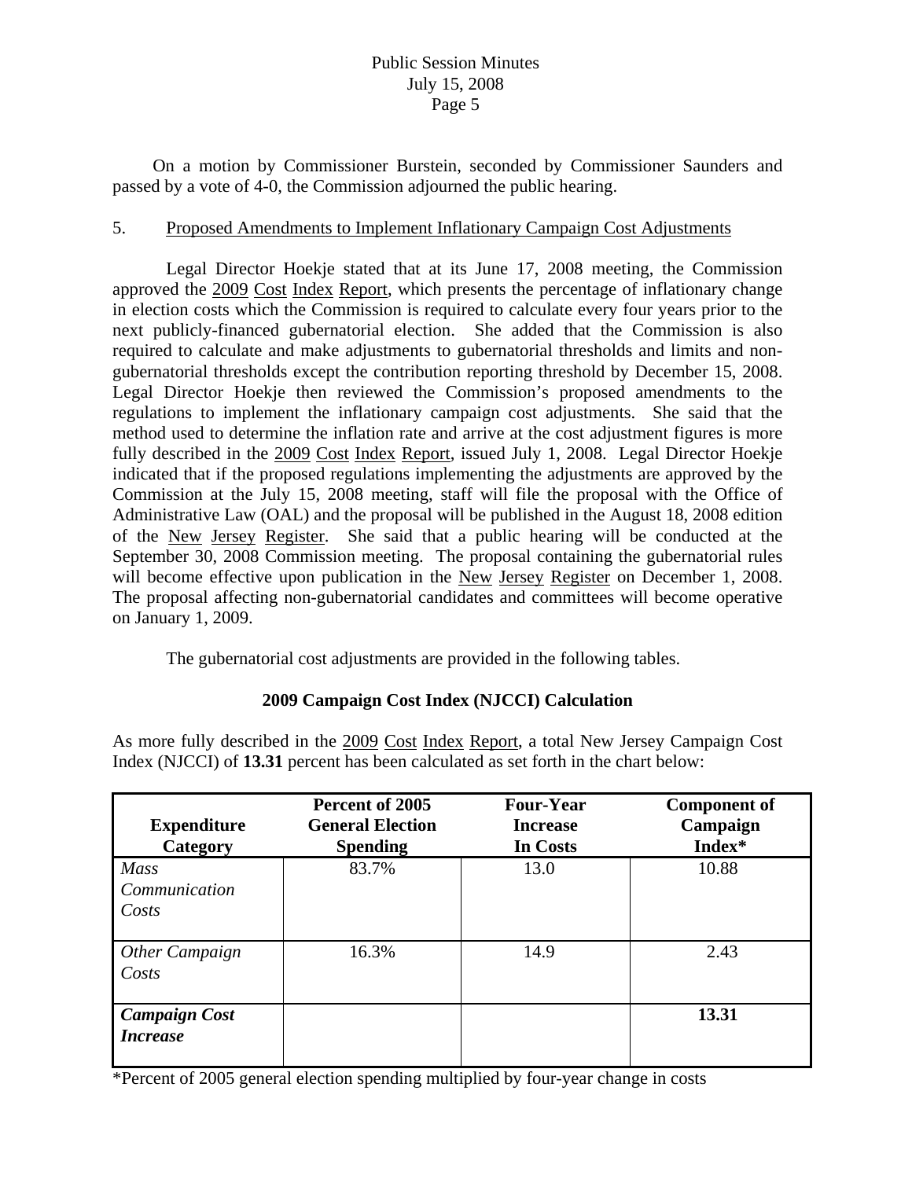On a motion by Commissioner Burstein, seconded by Commissioner Saunders and passed by a vote of 4-0, the Commission adjourned the public hearing.

5. Proposed Amendments to Implement Inflationary Campaign Cost Adjustments

Legal Director Hoekje stated that at its June 17, 2008 meeting, the Commission approved the 2009 Cost Index Report, which presents the percentage of inflationary change in election costs which the Commission is required to calculate every four years prior to the next publicly-financed gubernatorial election. She added that the Commission is also required to calculate and make adjustments to gubernatorial thresholds and limits and non-gubernatorial thresholds except the contribution reporting threshold by December 15, 2008. Legal Director Hoekje then reviewed the Commission's proposed amendments to the regulations to implement the inflationary campaign cost adjustments. She said that the method used to determine the inflation rate and arrive at the cost adjustment figures is more fully described in the 2009 Cost Index Report, issued July 1, 2008. Legal Director Hoekje indicated that if the proposed regulations implementing the adjustments are approved by the Commission at the July 15, 2008 meeting, staff will file the proposal with the Office of Administrative Law (OAL) and the proposal will be published in the August 18, 2008 edition of the New Jersey Register. She said that a public hearing will be conducted at the September 30, 2008 Commission meeting. The proposal containing the gubernatorial rules will become effective upon publication in the New Jersey Register on December 1, 2008. The proposal affecting non-gubernatorial candidates and committees will become operative on January 1, 2009.

The gubernatorial cost adjustments are provided in the following tables.

**2009 Campaign Cost Index (NJCCI) Calculation**

As more fully described in the 2009 Cost Index Report, a total New Jersey Campaign Cost Index (NJCCI) of **13.31** percent has been calculated as set forth in the chart below:

| Expenditure Category | Percent of 2005 General Election Spending | Four-Year Increase In Costs | Component of Campaign Index* |
|---|---|---|---|
| *Mass Communication Costs* | 83.7% | 13.0 | 10.88 |
| *Other Campaign Costs* | 16.3% | 14.9 | 2.43 |
| ***Campaign Cost Increase*** | | | **13.31** |

*Percent of 2005 general election spending multiplied by four-year change in costs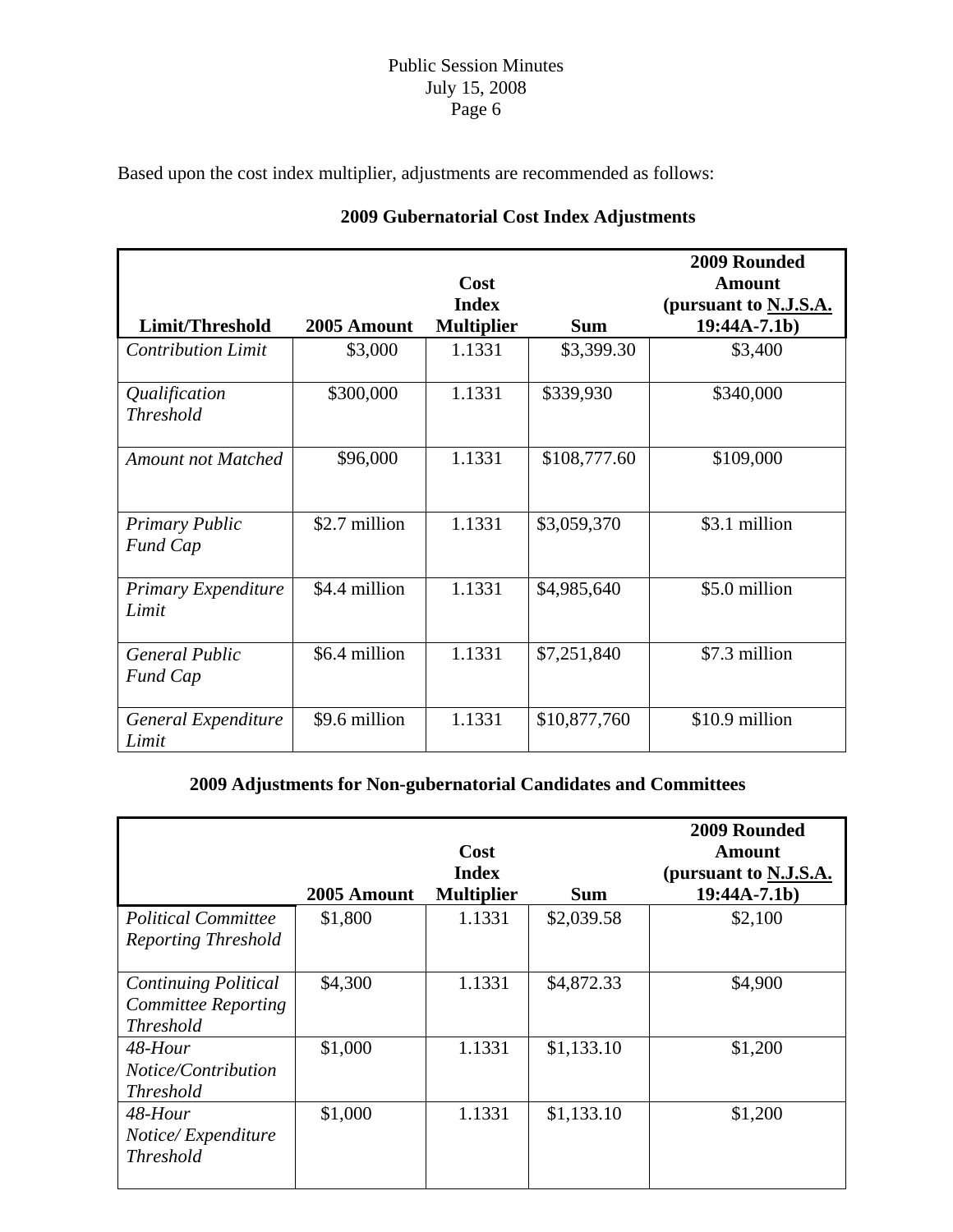Based upon the cost index multiplier, adjustments are recommended as follows:

**2009 Gubernatorial Cost Index Adjustments**

| Limit/Threshold | 2005 Amount | Cost Index Multiplier | Sum | 2009 Rounded Amount (pursuant to N.J.S.A. 19:44A-7.1b) |
|---|---|---|---|---|
| *Contribution Limit* | $3,000 | 1.1331 | $3,399.30 | $3,400 |
| *Qualification Threshold* | $300,000 | 1.1331 | $339,930 | $340,000 |
| *Amount not Matched* | $96,000 | 1.1331 | $108,777.60 | $109,000 |
| *Primary Public Fund Cap* | $2.7 million | 1.1331 | $3,059,370 | $3.1 million |
| *Primary Expenditure Limit* | $4.4 million | 1.1331 | $4,985,640 | $5.0 million |
| *General Public Fund Cap* | $6.4 million | 1.1331 | $7,251,840 | $7.3 million |
| *General Expenditure Limit* | $9.6 million | 1.1331 | $10,877,760 | $10.9 million |

**2009 Adjustments for Non-gubernatorial Candidates and Committees**

| | 2005 Amount | Cost Index Multiplier | Sum | 2009 Rounded Amount (pursuant to N.J.S.A. 19:44A-7.1b) |
|---|---|---|---|---|
| *Political Committee Reporting Threshold* | $1,800 | 1.1331 | $2,039.58 | $2,100 |
| *Continuing Political Committee Reporting Threshold* | $4,300 | 1.1331 | $4,872.33 | $4,900 |
| *48-Hour Notice/Contribution Threshold* | $1,000 | 1.1331 | $1,133.10 | $1,200 |
| *48-Hour Notice/ Expenditure Threshold* | $1,000 | 1.1331 | $1,133.10 | $1,200 |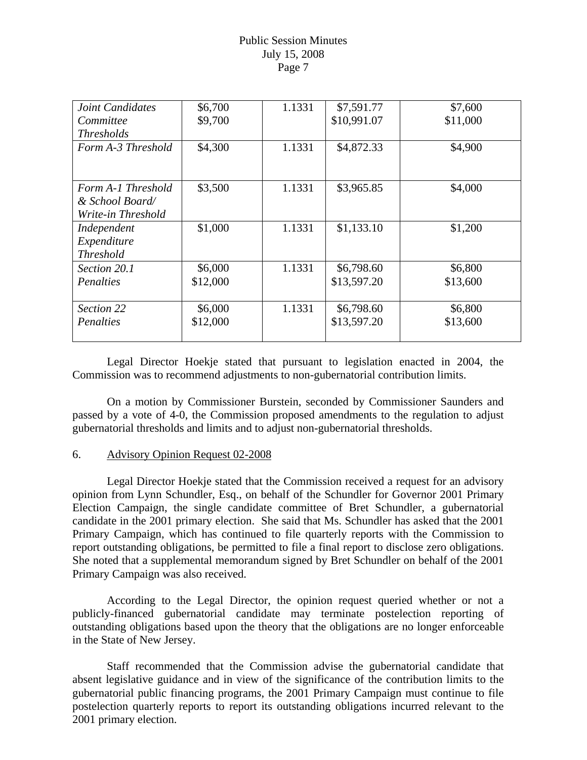| | | | | |
|---|---|---|---|---|
| *Joint Candidates Committee Thresholds* | \$6,700<br>\$9,700 | 1.1331 | \$7,591.77<br>\$10,991.07 | \$7,600<br>\$11,000 |
| *Form A-3 Threshold* | \$4,300 | 1.1331 | \$4,872.33 | \$4,900 |
| *Form A-1 Threshold & School Board/ Write-in Threshold* | \$3,500 | 1.1331 | \$3,965.85 | \$4,000 |
| *Independent Expenditure Threshold* | \$1,000 | 1.1331 | \$1,133.10 | \$1,200 |
| *Section 20.1 Penalties* | \$6,000<br>\$12,000 | 1.1331 | \$6,798.60<br>\$13,597.20 | \$6,800<br>\$13,600 |
| *Section 22 Penalties* | \$6,000<br>\$12,000 | 1.1331 | \$6,798.60<br>\$13,597.20 | \$6,800<br>\$13,600 |

Legal Director Hoekje stated that pursuant to legislation enacted in 2004, the Commission was to recommend adjustments to non-gubernatorial contribution limits.

On a motion by Commissioner Burstein, seconded by Commissioner Saunders and passed by a vote of 4-0, the Commission proposed amendments to the regulation to adjust gubernatorial thresholds and limits and to adjust non-gubernatorial thresholds.

6. <u>Advisory Opinion Request 02-2008</u>

Legal Director Hoekje stated that the Commission received a request for an advisory opinion from Lynn Schundler, Esq., on behalf of the Schundler for Governor 2001 Primary Election Campaign, the single candidate committee of Bret Schundler, a gubernatorial candidate in the 2001 primary election. She said that Ms. Schundler has asked that the 2001 Primary Campaign, which has continued to file quarterly reports with the Commission to report outstanding obligations, be permitted to file a final report to disclose zero obligations. She noted that a supplemental memorandum signed by Bret Schundler on behalf of the 2001 Primary Campaign was also received.

According to the Legal Director, the opinion request queried whether or not a publicly-financed gubernatorial candidate may terminate postelection reporting of outstanding obligations based upon the theory that the obligations are no longer enforceable in the State of New Jersey.

Staff recommended that the Commission advise the gubernatorial candidate that absent legislative guidance and in view of the significance of the contribution limits to the gubernatorial public financing programs, the 2001 Primary Campaign must continue to file postelection quarterly reports to report its outstanding obligations incurred relevant to the 2001 primary election.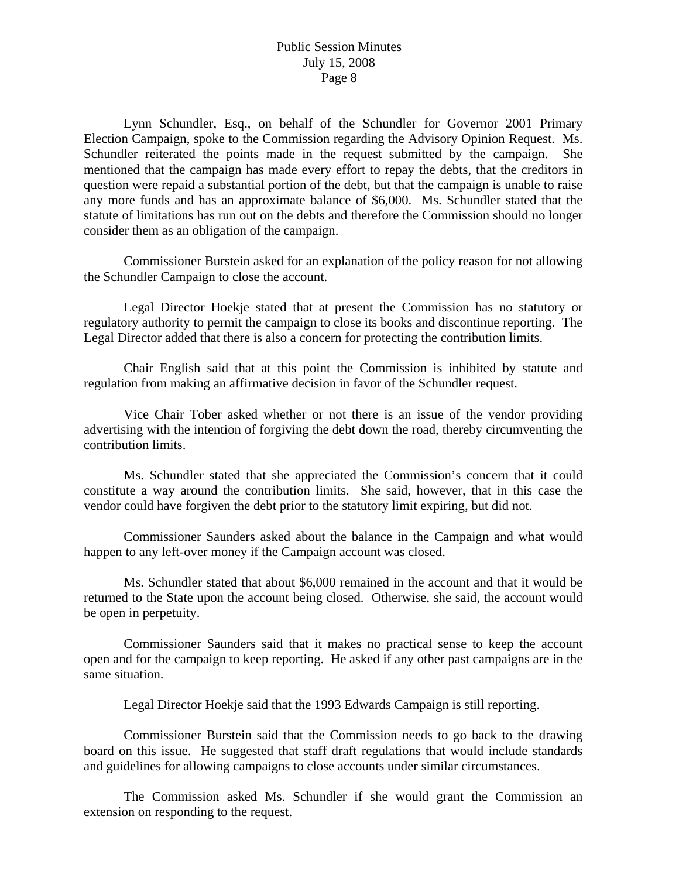Lynn Schundler, Esq., on behalf of the Schundler for Governor 2001 Primary Election Campaign, spoke to the Commission regarding the Advisory Opinion Request. Ms. Schundler reiterated the points made in the request submitted by the campaign. She mentioned that the campaign has made every effort to repay the debts, that the creditors in question were repaid a substantial portion of the debt, but that the campaign is unable to raise any more funds and has an approximate balance of $6,000. Ms. Schundler stated that the statute of limitations has run out on the debts and therefore the Commission should no longer consider them as an obligation of the campaign.

Commissioner Burstein asked for an explanation of the policy reason for not allowing the Schundler Campaign to close the account.

Legal Director Hoekje stated that at present the Commission has no statutory or regulatory authority to permit the campaign to close its books and discontinue reporting. The Legal Director added that there is also a concern for protecting the contribution limits.

Chair English said that at this point the Commission is inhibited by statute and regulation from making an affirmative decision in favor of the Schundler request.

Vice Chair Tober asked whether or not there is an issue of the vendor providing advertising with the intention of forgiving the debt down the road, thereby circumventing the contribution limits.

Ms. Schundler stated that she appreciated the Commission's concern that it could constitute a way around the contribution limits. She said, however, that in this case the vendor could have forgiven the debt prior to the statutory limit expiring, but did not.

Commissioner Saunders asked about the balance in the Campaign and what would happen to any left-over money if the Campaign account was closed.

Ms. Schundler stated that about $6,000 remained in the account and that it would be returned to the State upon the account being closed. Otherwise, she said, the account would be open in perpetuity.

Commissioner Saunders said that it makes no practical sense to keep the account open and for the campaign to keep reporting. He asked if any other past campaigns are in the same situation.

Legal Director Hoekje said that the 1993 Edwards Campaign is still reporting.

Commissioner Burstein said that the Commission needs to go back to the drawing board on this issue. He suggested that staff draft regulations that would include standards and guidelines for allowing campaigns to close accounts under similar circumstances.

The Commission asked Ms. Schundler if she would grant the Commission an extension on responding to the request.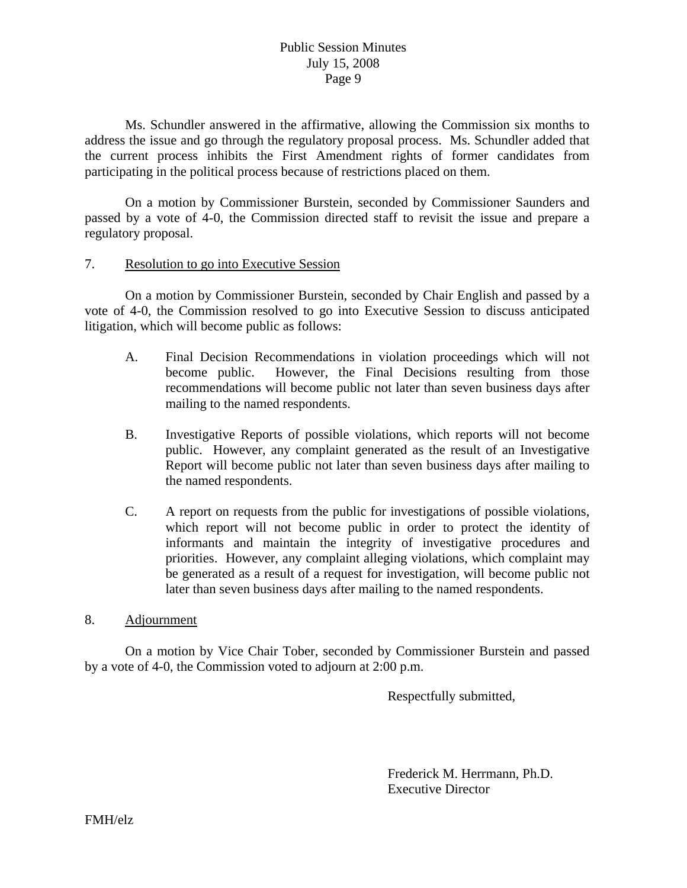Ms. Schundler answered in the affirmative, allowing the Commission six months to address the issue and go through the regulatory proposal process. Ms. Schundler added that the current process inhibits the First Amendment rights of former candidates from participating in the political process because of restrictions placed on them.

On a motion by Commissioner Burstein, seconded by Commissioner Saunders and passed by a vote of 4-0, the Commission directed staff to revisit the issue and prepare a regulatory proposal.

7. <u>Resolution to go into Executive Session</u>

On a motion by Commissioner Burstein, seconded by Chair English and passed by a vote of 4-0, the Commission resolved to go into Executive Session to discuss anticipated litigation, which will become public as follows:

A. Final Decision Recommendations in violation proceedings which will not become public. However, the Final Decisions resulting from those recommendations will become public not later than seven business days after mailing to the named respondents.

B. Investigative Reports of possible violations, which reports will not become public. However, any complaint generated as the result of an Investigative Report will become public not later than seven business days after mailing to the named respondents.

C. A report on requests from the public for investigations of possible violations, which report will not become public in order to protect the identity of informants and maintain the integrity of investigative procedures and priorities. However, any complaint alleging violations, which complaint may be generated as a result of a request for investigation, will become public not later than seven business days after mailing to the named respondents.

8. <u>Adjournment</u>

On a motion by Vice Chair Tober, seconded by Commissioner Burstein and passed by a vote of 4-0, the Commission voted to adjourn at 2:00 p.m.

Respectfully submitted,

Frederick M. Herrmann, Ph.D.
Executive Director

FMH/elz